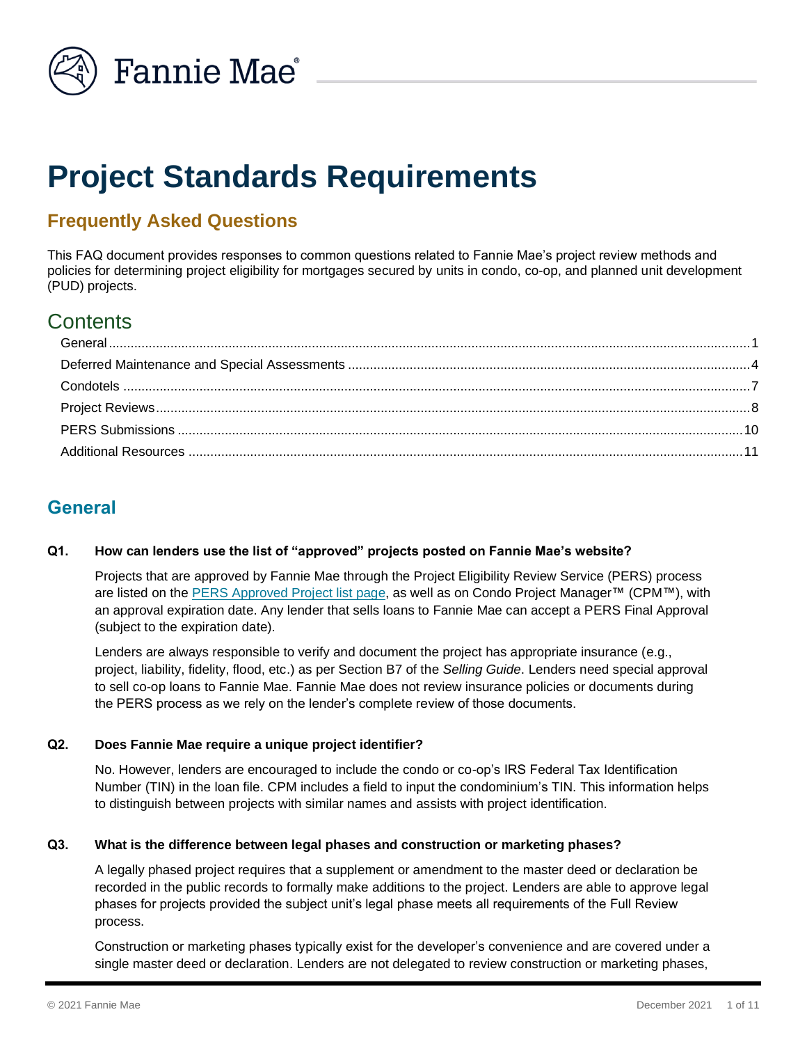# Project Standards Requirements

## Frequently Asked Questions

This FAQ document provides responses to common questions related to Fannie Mae's project review methods and policies for determining project eligibility for mortgages secured by units in condo, co-op, and planned unit development (PUD) projects.

## Contents

- General ... 1
- Deferred Maintenance and Special Assessments ... 4
- Condotels ... 7
- Project Reviews ... 8
- PERS Submissions ... 10
- Additional Resources ... 11

## General

**Q1. How can lenders use the list of "approved" projects posted on Fannie Mae's website?**

Projects that are approved by Fannie Mae through the Project Eligibility Review Service (PERS) process are listed on the PERS Approved Project list page, as well as on Condo Project Manager™ (CPM™), with an approval expiration date. Any lender that sells loans to Fannie Mae can accept a PERS Final Approval (subject to the expiration date).

Lenders are always responsible to verify and document the project has appropriate insurance (e.g., project, liability, fidelity, flood, etc.) as per Section B7 of the *Selling Guide*. Lenders need special approval to sell co-op loans to Fannie Mae. Fannie Mae does not review insurance policies or documents during the PERS process as we rely on the lender's complete review of those documents.

**Q2. Does Fannie Mae require a unique project identifier?**

No. However, lenders are encouraged to include the condo or co-op's IRS Federal Tax Identification Number (TIN) in the loan file. CPM includes a field to input the condominium's TIN. This information helps to distinguish between projects with similar names and assists with project identification.

**Q3. What is the difference between legal phases and construction or marketing phases?**

A legally phased project requires that a supplement or amendment to the master deed or declaration be recorded in the public records to formally make additions to the project. Lenders are able to approve legal phases for projects provided the subject unit's legal phase meets all requirements of the Full Review process.

Construction or marketing phases typically exist for the developer's convenience and are covered under a single master deed or declaration. Lenders are not delegated to review construction or marketing phases,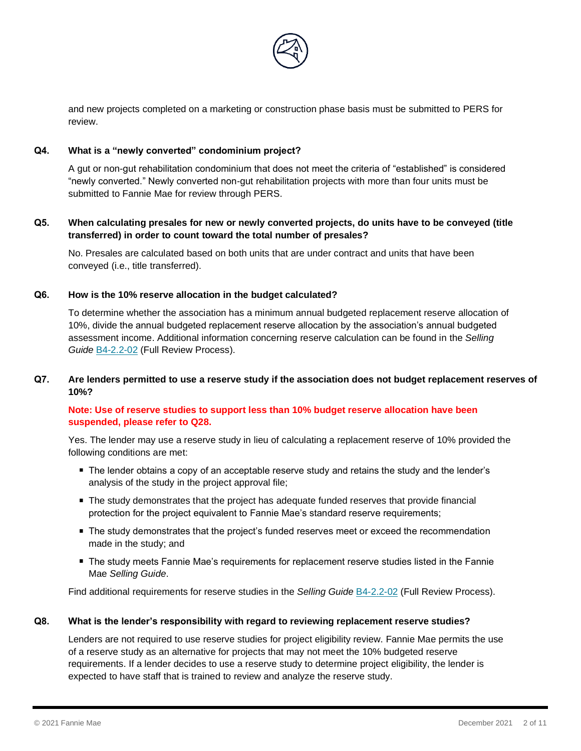and new projects completed on a marketing or construction phase basis must be submitted to PERS for review.

**Q4. What is a "newly converted" condominium project?**

A gut or non-gut rehabilitation condominium that does not meet the criteria of "established" is considered "newly converted." Newly converted non-gut rehabilitation projects with more than four units must be submitted to Fannie Mae for review through PERS.

**Q5. When calculating presales for new or newly converted projects, do units have to be conveyed (title transferred) in order to count toward the total number of presales?**

No. Presales are calculated based on both units that are under contract and units that have been conveyed (i.e., title transferred).

**Q6. How is the 10% reserve allocation in the budget calculated?**

To determine whether the association has a minimum annual budgeted replacement reserve allocation of 10%, divide the annual budgeted replacement reserve allocation by the association's annual budgeted assessment income. Additional information concerning reserve calculation can be found in the *Selling Guide* B4-2.2-02 (Full Review Process).

**Q7. Are lenders permitted to use a reserve study if the association does not budget replacement reserves of 10%?**

**Note: Use of reserve studies to support less than 10% budget reserve allocation have been suspended, please refer to Q28.**

Yes. The lender may use a reserve study in lieu of calculating a replacement reserve of 10% provided the following conditions are met:

- The lender obtains a copy of an acceptable reserve study and retains the study and the lender's analysis of the study in the project approval file;
- The study demonstrates that the project has adequate funded reserves that provide financial protection for the project equivalent to Fannie Mae's standard reserve requirements;
- The study demonstrates that the project's funded reserves meet or exceed the recommendation made in the study; and
- The study meets Fannie Mae's requirements for replacement reserve studies listed in the Fannie Mae *Selling Guide*.

Find additional requirements for reserve studies in the *Selling Guide* B4-2.2-02 (Full Review Process).

**Q8. What is the lender's responsibility with regard to reviewing replacement reserve studies?**

Lenders are not required to use reserve studies for project eligibility review. Fannie Mae permits the use of a reserve study as an alternative for projects that may not meet the 10% budgeted reserve requirements. If a lender decides to use a reserve study to determine project eligibility, the lender is expected to have staff that is trained to review and analyze the reserve study.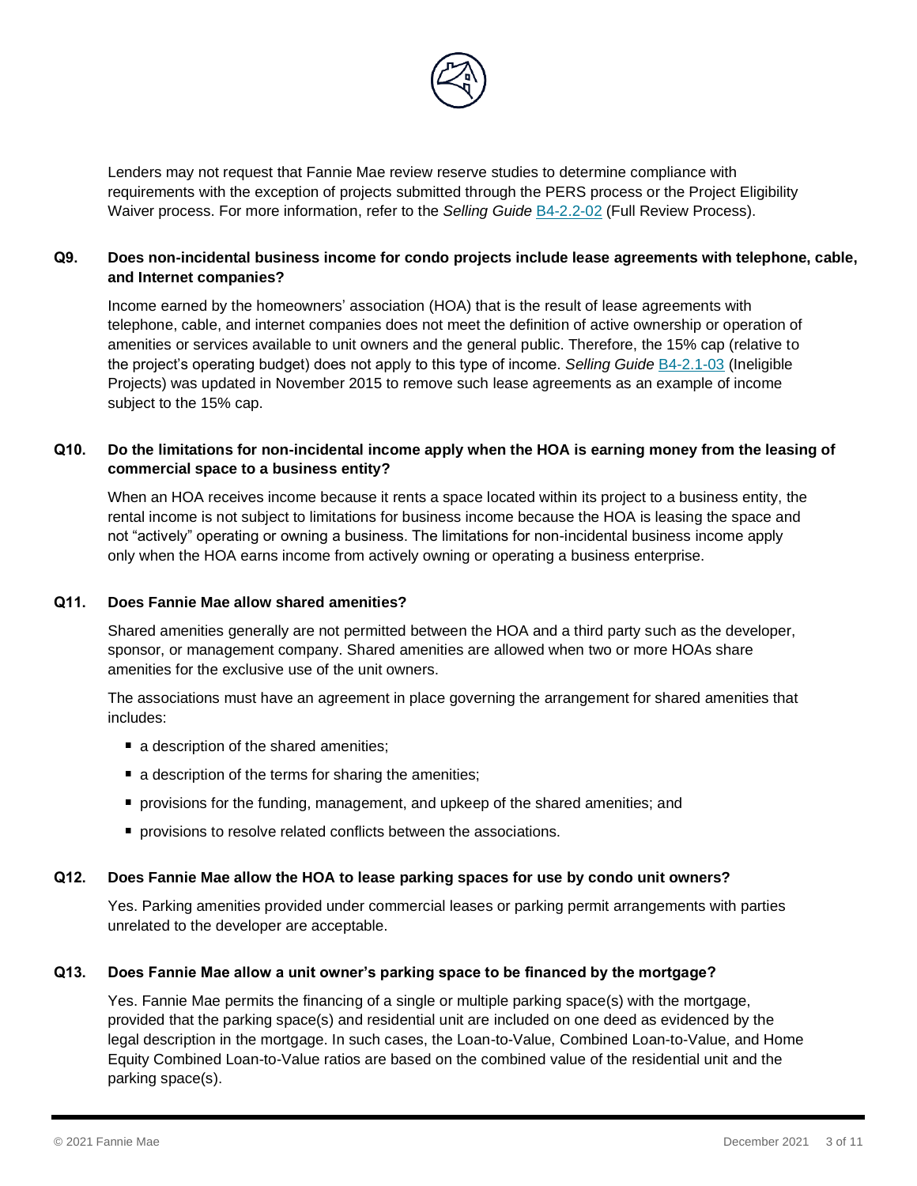Lenders may not request that Fannie Mae review reserve studies to determine compliance with requirements with the exception of projects submitted through the PERS process or the Project Eligibility Waiver process. For more information, refer to the *Selling Guide* B4-2.2-02 (Full Review Process).

**Q9. Does non-incidental business income for condo projects include lease agreements with telephone, cable, and Internet companies?**

Income earned by the homeowners' association (HOA) that is the result of lease agreements with telephone, cable, and internet companies does not meet the definition of active ownership or operation of amenities or services available to unit owners and the general public. Therefore, the 15% cap (relative to the project's operating budget) does not apply to this type of income. *Selling Guide* B4-2.1-03 (Ineligible Projects) was updated in November 2015 to remove such lease agreements as an example of income subject to the 15% cap.

**Q10. Do the limitations for non-incidental income apply when the HOA is earning money from the leasing of commercial space to a business entity?**

When an HOA receives income because it rents a space located within its project to a business entity, the rental income is not subject to limitations for business income because the HOA is leasing the space and not "actively" operating or owning a business. The limitations for non-incidental business income apply only when the HOA earns income from actively owning or operating a business enterprise.

**Q11. Does Fannie Mae allow shared amenities?**

Shared amenities generally are not permitted between the HOA and a third party such as the developer, sponsor, or management company. Shared amenities are allowed when two or more HOAs share amenities for the exclusive use of the unit owners.

The associations must have an agreement in place governing the arrangement for shared amenities that includes:

- a description of the shared amenities;
- a description of the terms for sharing the amenities;
- provisions for the funding, management, and upkeep of the shared amenities; and
- provisions to resolve related conflicts between the associations.

**Q12. Does Fannie Mae allow the HOA to lease parking spaces for use by condo unit owners?**

Yes. Parking amenities provided under commercial leases or parking permit arrangements with parties unrelated to the developer are acceptable.

**Q13. Does Fannie Mae allow a unit owner's parking space to be financed by the mortgage?**

Yes. Fannie Mae permits the financing of a single or multiple parking space(s) with the mortgage, provided that the parking space(s) and residential unit are included on one deed as evidenced by the legal description in the mortgage. In such cases, the Loan-to-Value, Combined Loan-to-Value, and Home Equity Combined Loan-to-Value ratios are based on the combined value of the residential unit and the parking space(s).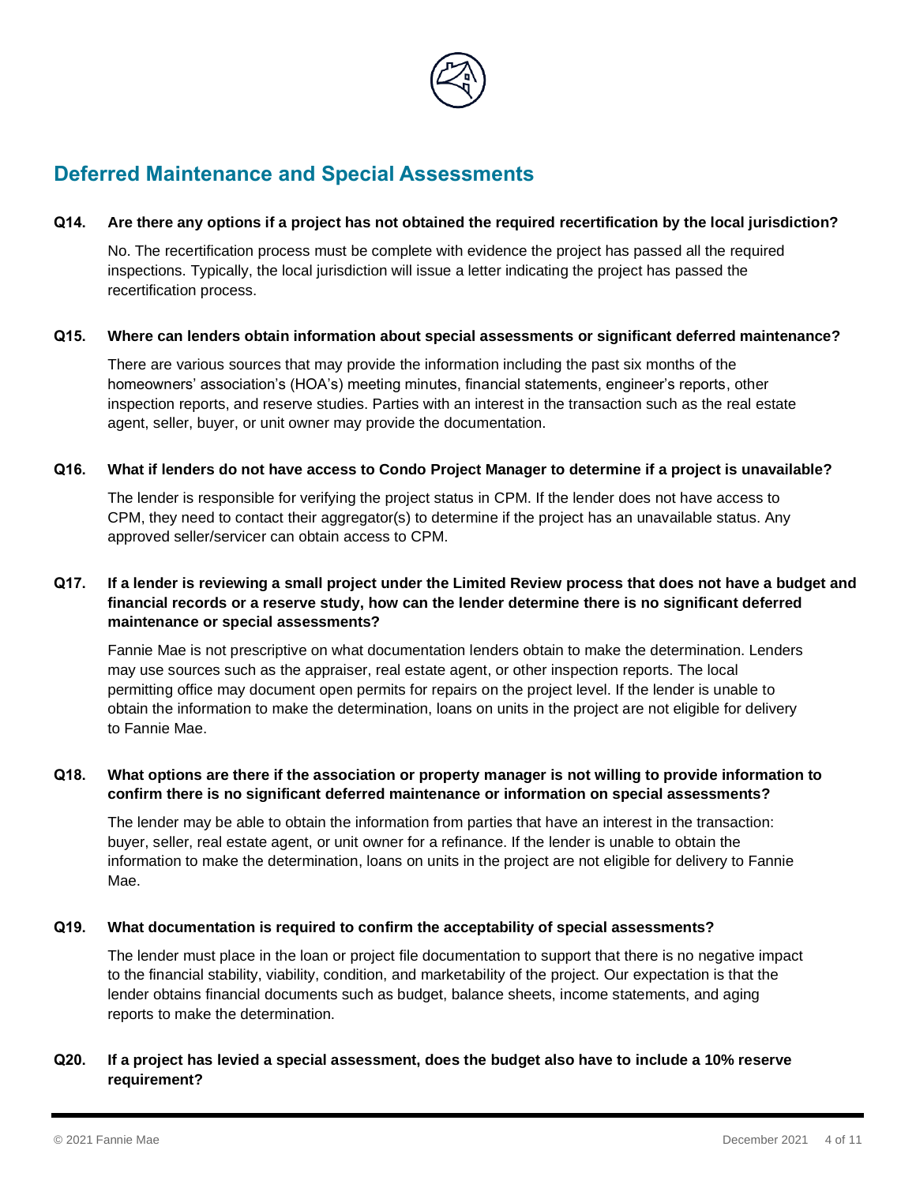## Deferred Maintenance and Special Assessments

**Q14. Are there any options if a project has not obtained the required recertification by the local jurisdiction?**

No. The recertification process must be complete with evidence the project has passed all the required inspections. Typically, the local jurisdiction will issue a letter indicating the project has passed the recertification process.

**Q15. Where can lenders obtain information about special assessments or significant deferred maintenance?**

There are various sources that may provide the information including the past six months of the homeowners' association's (HOA's) meeting minutes, financial statements, engineer's reports, other inspection reports, and reserve studies. Parties with an interest in the transaction such as the real estate agent, seller, buyer, or unit owner may provide the documentation.

**Q16. What if lenders do not have access to Condo Project Manager to determine if a project is unavailable?**

The lender is responsible for verifying the project status in CPM. If the lender does not have access to CPM, they need to contact their aggregator(s) to determine if the project has an unavailable status. Any approved seller/servicer can obtain access to CPM.

**Q17. If a lender is reviewing a small project under the Limited Review process that does not have a budget and financial records or a reserve study, how can the lender determine there is no significant deferred maintenance or special assessments?**

Fannie Mae is not prescriptive on what documentation lenders obtain to make the determination. Lenders may use sources such as the appraiser, real estate agent, or other inspection reports. The local permitting office may document open permits for repairs on the project level. If the lender is unable to obtain the information to make the determination, loans on units in the project are not eligible for delivery to Fannie Mae.

**Q18. What options are there if the association or property manager is not willing to provide information to confirm there is no significant deferred maintenance or information on special assessments?**

The lender may be able to obtain the information from parties that have an interest in the transaction: buyer, seller, real estate agent, or unit owner for a refinance. If the lender is unable to obtain the information to make the determination, loans on units in the project are not eligible for delivery to Fannie Mae.

**Q19. What documentation is required to confirm the acceptability of special assessments?**

The lender must place in the loan or project file documentation to support that there is no negative impact to the financial stability, viability, condition, and marketability of the project. Our expectation is that the lender obtains financial documents such as budget, balance sheets, income statements, and aging reports to make the determination.

**Q20. If a project has levied a special assessment, does the budget also have to include a 10% reserve requirement?**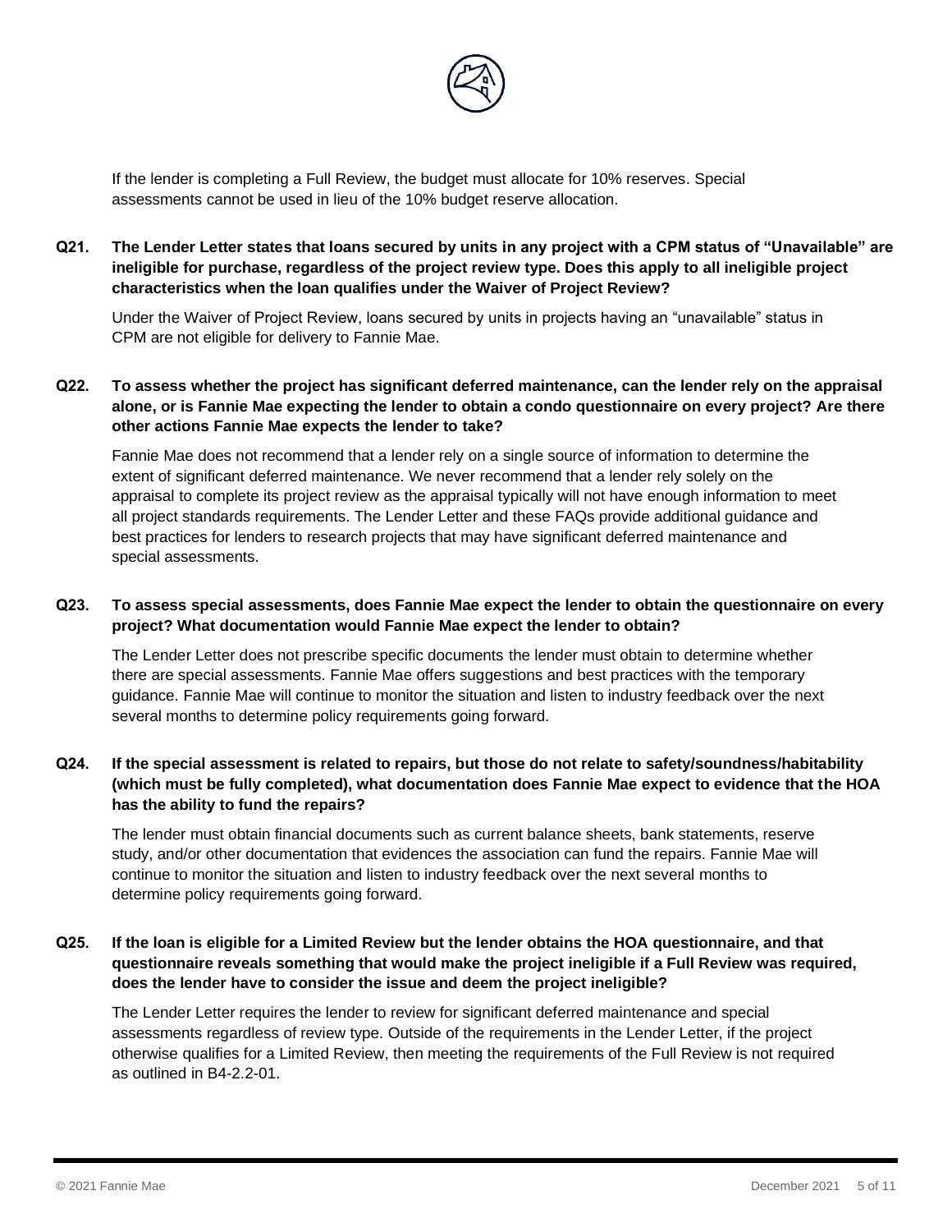If the lender is completing a Full Review, the budget must allocate for 10% reserves. Special assessments cannot be used in lieu of the 10% budget reserve allocation.

**Q21. The Lender Letter states that loans secured by units in any project with a CPM status of "Unavailable" are ineligible for purchase, regardless of the project review type. Does this apply to all ineligible project characteristics when the loan qualifies under the Waiver of Project Review?**

Under the Waiver of Project Review, loans secured by units in projects having an "unavailable" status in CPM are not eligible for delivery to Fannie Mae.

**Q22. To assess whether the project has significant deferred maintenance, can the lender rely on the appraisal alone, or is Fannie Mae expecting the lender to obtain a condo questionnaire on every project? Are there other actions Fannie Mae expects the lender to take?**

Fannie Mae does not recommend that a lender rely on a single source of information to determine the extent of significant deferred maintenance. We never recommend that a lender rely solely on the appraisal to complete its project review as the appraisal typically will not have enough information to meet all project standards requirements. The Lender Letter and these FAQs provide additional guidance and best practices for lenders to research projects that may have significant deferred maintenance and special assessments.

**Q23. To assess special assessments, does Fannie Mae expect the lender to obtain the questionnaire on every project? What documentation would Fannie Mae expect the lender to obtain?**

The Lender Letter does not prescribe specific documents the lender must obtain to determine whether there are special assessments. Fannie Mae offers suggestions and best practices with the temporary guidance. Fannie Mae will continue to monitor the situation and listen to industry feedback over the next several months to determine policy requirements going forward.

**Q24. If the special assessment is related to repairs, but those do not relate to safety/soundness/habitability (which must be fully completed), what documentation does Fannie Mae expect to evidence that the HOA has the ability to fund the repairs?**

The lender must obtain financial documents such as current balance sheets, bank statements, reserve study, and/or other documentation that evidences the association can fund the repairs. Fannie Mae will continue to monitor the situation and listen to industry feedback over the next several months to determine policy requirements going forward.

**Q25. If the loan is eligible for a Limited Review but the lender obtains the HOA questionnaire, and that questionnaire reveals something that would make the project ineligible if a Full Review was required, does the lender have to consider the issue and deem the project ineligible?**

The Lender Letter requires the lender to review for significant deferred maintenance and special assessments regardless of review type. Outside of the requirements in the Lender Letter, if the project otherwise qualifies for a Limited Review, then meeting the requirements of the Full Review is not required as outlined in B4-2.2-01.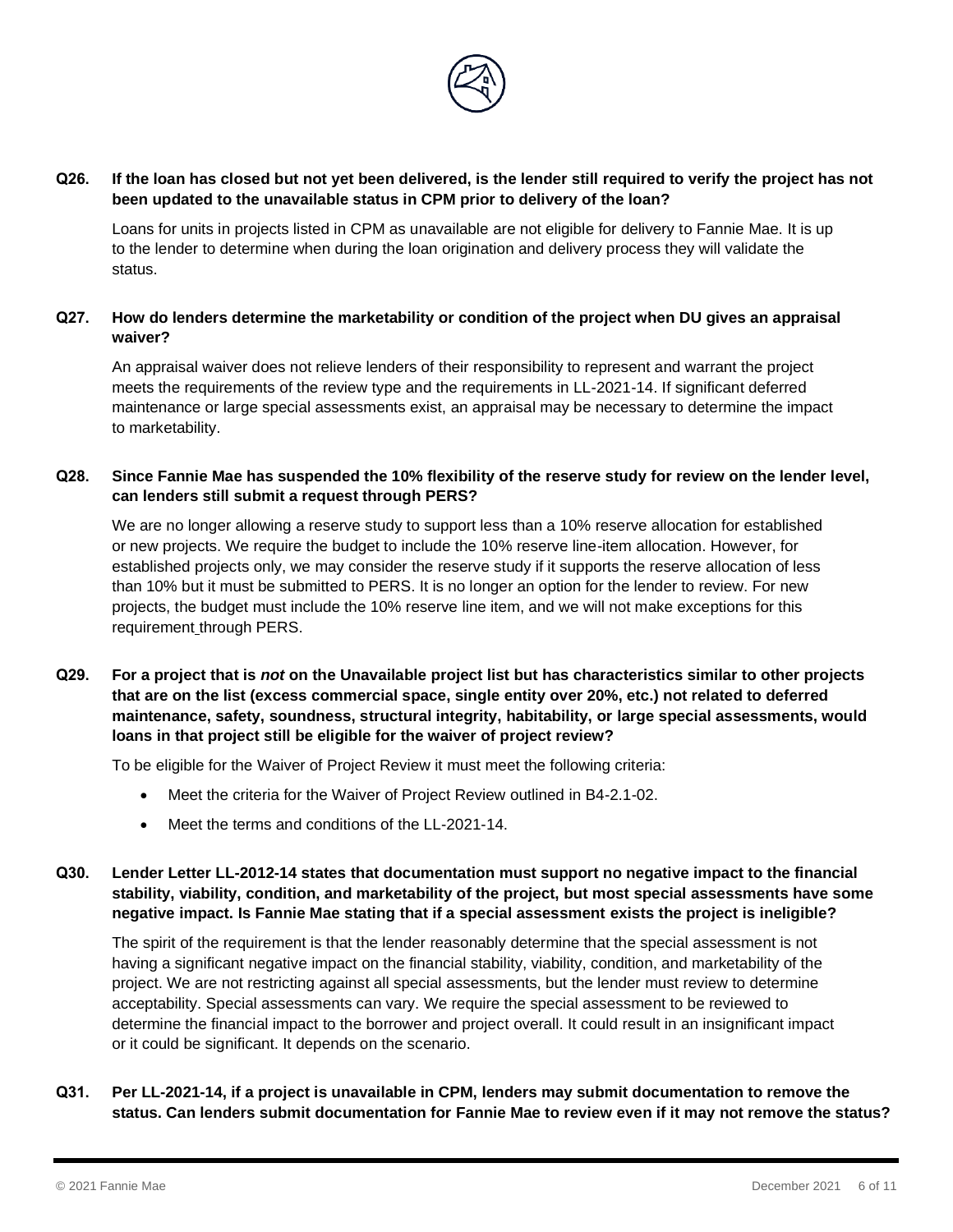**Q26. If the loan has closed but not yet been delivered, is the lender still required to verify the project has not been updated to the unavailable status in CPM prior to delivery of the loan?**

Loans for units in projects listed in CPM as unavailable are not eligible for delivery to Fannie Mae. It is up to the lender to determine when during the loan origination and delivery process they will validate the status.

**Q27. How do lenders determine the marketability or condition of the project when DU gives an appraisal waiver?**

An appraisal waiver does not relieve lenders of their responsibility to represent and warrant the project meets the requirements of the review type and the requirements in LL-2021-14. If significant deferred maintenance or large special assessments exist, an appraisal may be necessary to determine the impact to marketability.

**Q28. Since Fannie Mae has suspended the 10% flexibility of the reserve study for review on the lender level, can lenders still submit a request through PERS?**

We are no longer allowing a reserve study to support less than a 10% reserve allocation for established or new projects. We require the budget to include the 10% reserve line-item allocation. However, for established projects only, we may consider the reserve study if it supports the reserve allocation of less than 10% but it must be submitted to PERS. It is no longer an option for the lender to review. For new projects, the budget must include the 10% reserve line item, and we will not make exceptions for this requirement through PERS.

**Q29. For a project that is *not* on the Unavailable project list but has characteristics similar to other projects that are on the list (excess commercial space, single entity over 20%, etc.) not related to deferred maintenance, safety, soundness, structural integrity, habitability, or large special assessments, would loans in that project still be eligible for the waiver of project review?**

To be eligible for the Waiver of Project Review it must meet the following criteria:

- Meet the criteria for the Waiver of Project Review outlined in B4-2.1-02.
- Meet the terms and conditions of the LL-2021-14.

**Q30. Lender Letter LL-2012-14 states that documentation must support no negative impact to the financial stability, viability, condition, and marketability of the project, but most special assessments have some negative impact. Is Fannie Mae stating that if a special assessment exists the project is ineligible?**

The spirit of the requirement is that the lender reasonably determine that the special assessment is not having a significant negative impact on the financial stability, viability, condition, and marketability of the project. We are not restricting against all special assessments, but the lender must review to determine acceptability. Special assessments can vary. We require the special assessment to be reviewed to determine the financial impact to the borrower and project overall. It could result in an insignificant impact or it could be significant. It depends on the scenario.

**Q31. Per LL-2021-14, if a project is unavailable in CPM, lenders may submit documentation to remove the status. Can lenders submit documentation for Fannie Mae to review even if it may not remove the status?**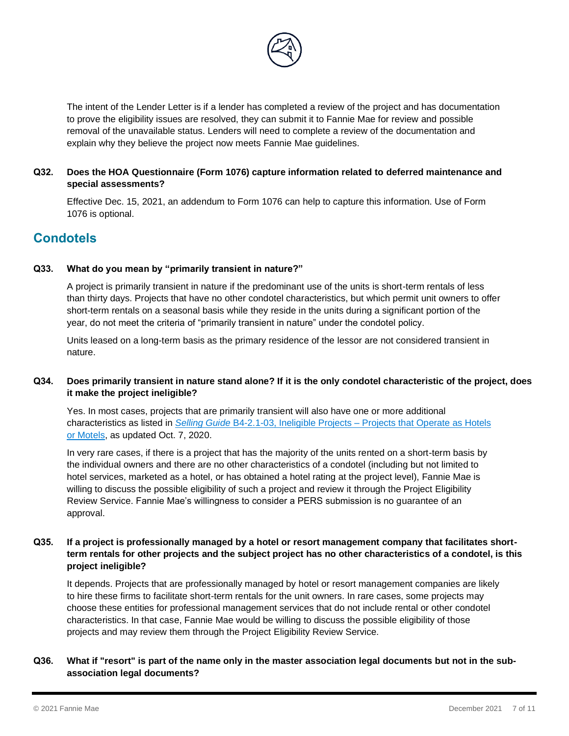The intent of the Lender Letter is if a lender has completed a review of the project and has documentation to prove the eligibility issues are resolved, they can submit it to Fannie Mae for review and possible removal of the unavailable status. Lenders will need to complete a review of the documentation and explain why they believe the project now meets Fannie Mae guidelines.

**Q32. Does the HOA Questionnaire (Form 1076) capture information related to deferred maintenance and special assessments?**

Effective Dec. 15, 2021, an addendum to Form 1076 can help to capture this information. Use of Form 1076 is optional.

## Condotels

**Q33. What do you mean by "primarily transient in nature?"**

A project is primarily transient in nature if the predominant use of the units is short-term rentals of less than thirty days. Projects that have no other condotel characteristics, but which permit unit owners to offer short-term rentals on a seasonal basis while they reside in the units during a significant portion of the year, do not meet the criteria of "primarily transient in nature" under the condotel policy.

Units leased on a long-term basis as the primary residence of the lessor are not considered transient in nature.

**Q34. Does primarily transient in nature stand alone? If it is the only condotel characteristic of the project, does it make the project ineligible?**

Yes. In most cases, projects that are primarily transient will also have one or more additional characteristics as listed in [*Selling Guide* B4-2.1-03, Ineligible Projects – Projects that Operate as Hotels or Motels](), as updated Oct. 7, 2020.

In very rare cases, if there is a project that has the majority of the units rented on a short-term basis by the individual owners and there are no other characteristics of a condotel (including but not limited to hotel services, marketed as a hotel, or has obtained a hotel rating at the project level), Fannie Mae is willing to discuss the possible eligibility of such a project and review it through the Project Eligibility Review Service. Fannie Mae's willingness to consider a PERS submission is no guarantee of an approval.

**Q35. If a project is professionally managed by a hotel or resort management company that facilitates short-term rentals for other projects and the subject project has no other characteristics of a condotel, is this project ineligible?**

It depends. Projects that are professionally managed by hotel or resort management companies are likely to hire these firms to facilitate short-term rentals for the unit owners. In rare cases, some projects may choose these entities for professional management services that do not include rental or other condotel characteristics. In that case, Fannie Mae would be willing to discuss the possible eligibility of those projects and may review them through the Project Eligibility Review Service.

**Q36. What if "resort" is part of the name only in the master association legal documents but not in the sub-association legal documents?**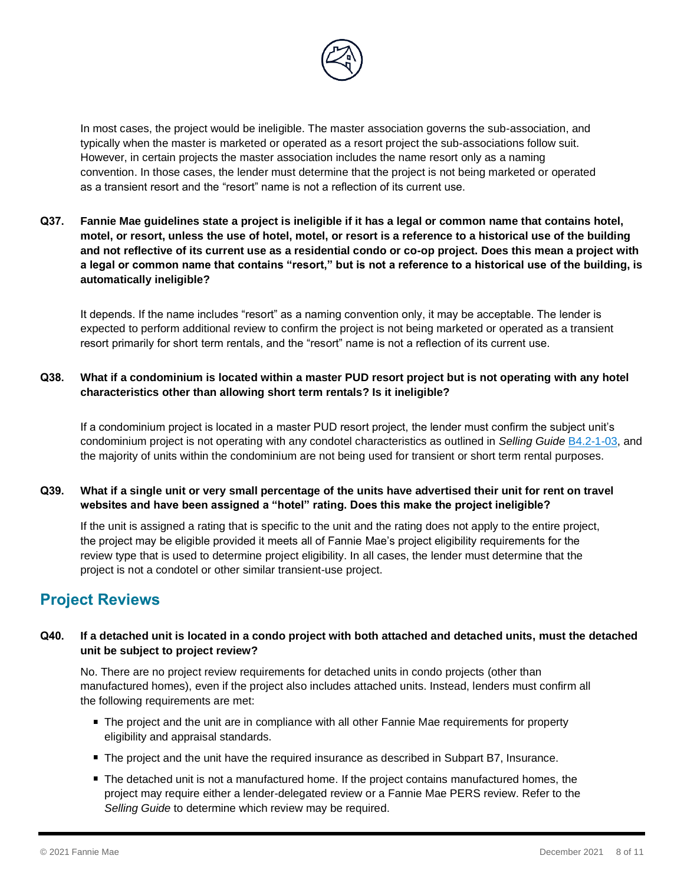In most cases, the project would be ineligible. The master association governs the sub-association, and typically when the master is marketed or operated as a resort project the sub-associations follow suit. However, in certain projects the master association includes the name resort only as a naming convention. In those cases, the lender must determine that the project is not being marketed or operated as a transient resort and the "resort" name is not a reflection of its current use.

**Q37. Fannie Mae guidelines state a project is ineligible if it has a legal or common name that contains hotel, motel, or resort, unless the use of hotel, motel, or resort is a reference to a historical use of the building and not reflective of its current use as a residential condo or co-op project. Does this mean a project with a legal or common name that contains "resort," but is not a reference to a historical use of the building, is automatically ineligible?**

It depends. If the name includes "resort" as a naming convention only, it may be acceptable. The lender is expected to perform additional review to confirm the project is not being marketed or operated as a transient resort primarily for short term rentals, and the "resort" name is not a reflection of its current use.

**Q38. What if a condominium is located within a master PUD resort project but is not operating with any hotel characteristics other than allowing short term rentals? Is it ineligible?**

If a condominium project is located in a master PUD resort project, the lender must confirm the subject unit's condominium project is not operating with any condotel characteristics as outlined in *Selling Guide* B4.2-1-03, and the majority of units within the condominium are not being used for transient or short term rental purposes.

**Q39. What if a single unit or very small percentage of the units have advertised their unit for rent on travel websites and have been assigned a "hotel" rating. Does this make the project ineligible?**

If the unit is assigned a rating that is specific to the unit and the rating does not apply to the entire project, the project may be eligible provided it meets all of Fannie Mae's project eligibility requirements for the review type that is used to determine project eligibility. In all cases, the lender must determine that the project is not a condotel or other similar transient-use project.

## Project Reviews

**Q40. If a detached unit is located in a condo project with both attached and detached units, must the detached unit be subject to project review?**

No. There are no project review requirements for detached units in condo projects (other than manufactured homes), even if the project also includes attached units. Instead, lenders must confirm all the following requirements are met:

- The project and the unit are in compliance with all other Fannie Mae requirements for property eligibility and appraisal standards.
- The project and the unit have the required insurance as described in Subpart B7, Insurance.
- The detached unit is not a manufactured home. If the project contains manufactured homes, the project may require either a lender-delegated review or a Fannie Mae PERS review. Refer to the *Selling Guide* to determine which review may be required.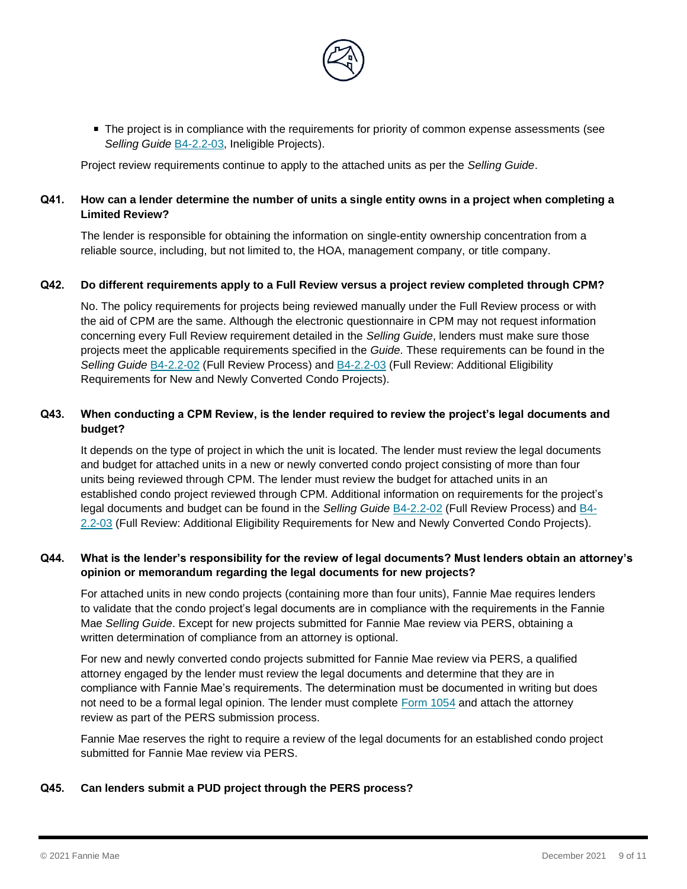- The project is in compliance with the requirements for priority of common expense assessments (see *Selling Guide* B4-2.2-03, Ineligible Projects).

Project review requirements continue to apply to the attached units as per the *Selling Guide*.

**Q41. How can a lender determine the number of units a single entity owns in a project when completing a Limited Review?**

The lender is responsible for obtaining the information on single-entity ownership concentration from a reliable source, including, but not limited to, the HOA, management company, or title company.

**Q42. Do different requirements apply to a Full Review versus a project review completed through CPM?**

No. The policy requirements for projects being reviewed manually under the Full Review process or with the aid of CPM are the same. Although the electronic questionnaire in CPM may not request information concerning every Full Review requirement detailed in the *Selling Guide*, lenders must make sure those projects meet the applicable requirements specified in the *Guide*. These requirements can be found in the *Selling Guide* B4-2.2-02 (Full Review Process) and B4-2.2-03 (Full Review: Additional Eligibility Requirements for New and Newly Converted Condo Projects).

**Q43. When conducting a CPM Review, is the lender required to review the project's legal documents and budget?**

It depends on the type of project in which the unit is located. The lender must review the legal documents and budget for attached units in a new or newly converted condo project consisting of more than four units being reviewed through CPM. The lender must review the budget for attached units in an established condo project reviewed through CPM. Additional information on requirements for the project's legal documents and budget can be found in the *Selling Guide* B4-2.2-02 (Full Review Process) and B4-2.2-03 (Full Review: Additional Eligibility Requirements for New and Newly Converted Condo Projects).

**Q44. What is the lender's responsibility for the review of legal documents? Must lenders obtain an attorney's opinion or memorandum regarding the legal documents for new projects?**

For attached units in new condo projects (containing more than four units), Fannie Mae requires lenders to validate that the condo project's legal documents are in compliance with the requirements in the Fannie Mae *Selling Guide*. Except for new projects submitted for Fannie Mae review via PERS, obtaining a written determination of compliance from an attorney is optional.

For new and newly converted condo projects submitted for Fannie Mae review via PERS, a qualified attorney engaged by the lender must review the legal documents and determine that they are in compliance with Fannie Mae's requirements. The determination must be documented in writing but does not need to be a formal legal opinion. The lender must complete Form 1054 and attach the attorney review as part of the PERS submission process.

Fannie Mae reserves the right to require a review of the legal documents for an established condo project submitted for Fannie Mae review via PERS.

**Q45. Can lenders submit a PUD project through the PERS process?**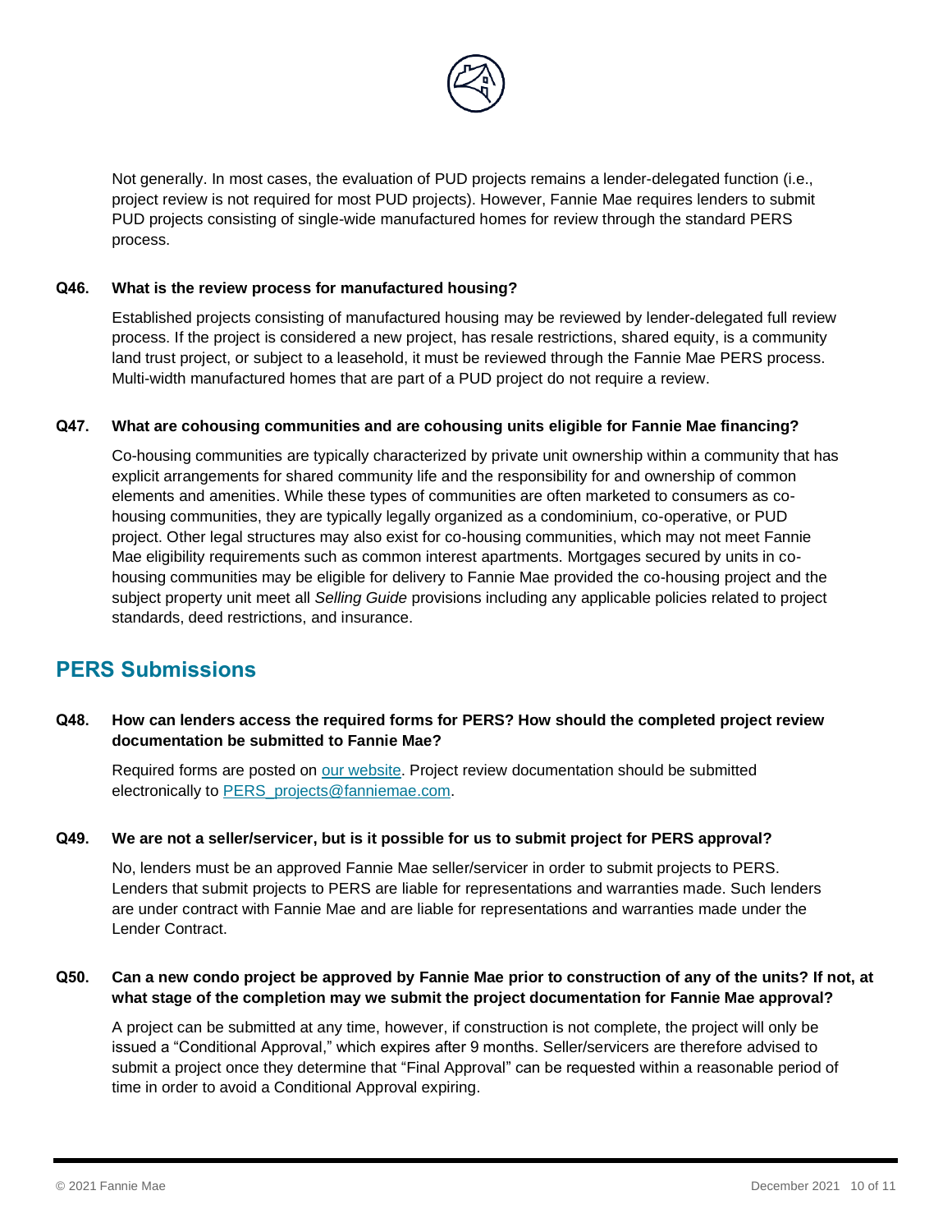Not generally. In most cases, the evaluation of PUD projects remains a lender-delegated function (i.e., project review is not required for most PUD projects). However, Fannie Mae requires lenders to submit PUD projects consisting of single-wide manufactured homes for review through the standard PERS process.

**Q46. What is the review process for manufactured housing?**

Established projects consisting of manufactured housing may be reviewed by lender-delegated full review process. If the project is considered a new project, has resale restrictions, shared equity, is a community land trust project, or subject to a leasehold, it must be reviewed through the Fannie Mae PERS process. Multi-width manufactured homes that are part of a PUD project do not require a review.

**Q47. What are cohousing communities and are cohousing units eligible for Fannie Mae financing?**

Co-housing communities are typically characterized by private unit ownership within a community that has explicit arrangements for shared community life and the responsibility for and ownership of common elements and amenities. While these types of communities are often marketed to consumers as co-housing communities, they are typically legally organized as a condominium, co-operative, or PUD project. Other legal structures may also exist for co-housing communities, which may not meet Fannie Mae eligibility requirements such as common interest apartments. Mortgages secured by units in co-housing communities may be eligible for delivery to Fannie Mae provided the co-housing project and the subject property unit meet all *Selling Guide* provisions including any applicable policies related to project standards, deed restrictions, and insurance.

## PERS Submissions

**Q48. How can lenders access the required forms for PERS? How should the completed project review documentation be submitted to Fannie Mae?**

Required forms are posted on [our website](). Project review documentation should be submitted electronically to [PERS_projects@fanniemae.com]().

**Q49. We are not a seller/servicer, but is it possible for us to submit project for PERS approval?**

No, lenders must be an approved Fannie Mae seller/servicer in order to submit projects to PERS. Lenders that submit projects to PERS are liable for representations and warranties made. Such lenders are under contract with Fannie Mae and are liable for representations and warranties made under the Lender Contract.

**Q50. Can a new condo project be approved by Fannie Mae prior to construction of any of the units? If not, at what stage of the completion may we submit the project documentation for Fannie Mae approval?**

A project can be submitted at any time, however, if construction is not complete, the project will only be issued a "Conditional Approval," which expires after 9 months. Seller/servicers are therefore advised to submit a project once they determine that "Final Approval" can be requested within a reasonable period of time in order to avoid a Conditional Approval expiring.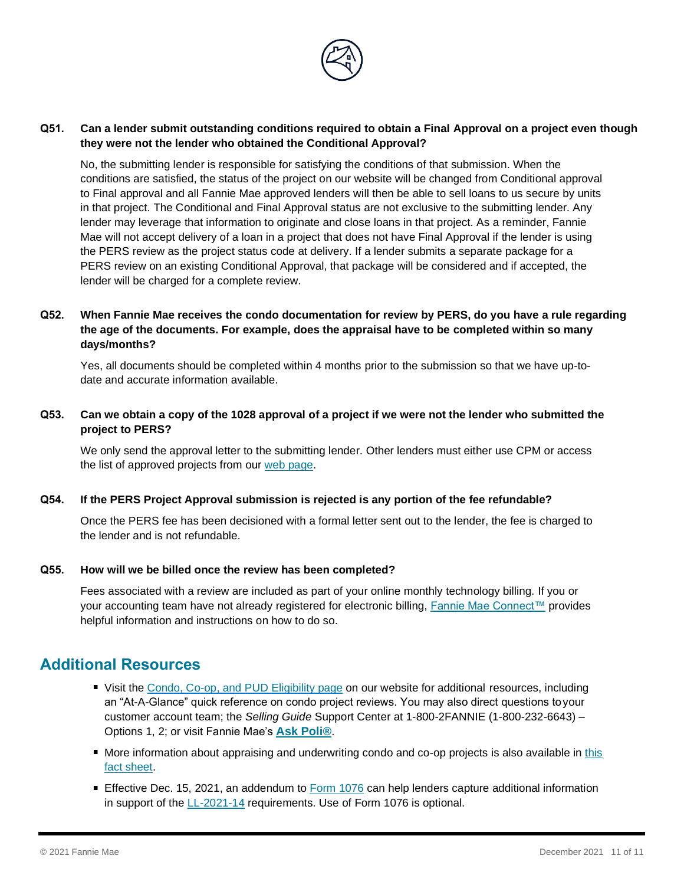**Q51. Can a lender submit outstanding conditions required to obtain a Final Approval on a project even though they were not the lender who obtained the Conditional Approval?**

No, the submitting lender is responsible for satisfying the conditions of that submission. When the conditions are satisfied, the status of the project on our website will be changed from Conditional approval to Final approval and all Fannie Mae approved lenders will then be able to sell loans to us secure by units in that project. The Conditional and Final Approval status are not exclusive to the submitting lender. Any lender may leverage that information to originate and close loans in that project. As a reminder, Fannie Mae will not accept delivery of a loan in a project that does not have Final Approval if the lender is using the PERS review as the project status code at delivery. If a lender submits a separate package for a PERS review on an existing Conditional Approval, that package will be considered and if accepted, the lender will be charged for a complete review.

**Q52. When Fannie Mae receives the condo documentation for review by PERS, do you have a rule regarding the age of the documents. For example, does the appraisal have to be completed within so many days/months?**

Yes, all documents should be completed within 4 months prior to the submission so that we have up-to-date and accurate information available.

**Q53. Can we obtain a copy of the 1028 approval of a project if we were not the lender who submitted the project to PERS?**

We only send the approval letter to the submitting lender. Other lenders must either use CPM or access the list of approved projects from our web page.

**Q54. If the PERS Project Approval submission is rejected is any portion of the fee refundable?**

Once the PERS fee has been decisioned with a formal letter sent out to the lender, the fee is charged to the lender and is not refundable.

**Q55. How will we be billed once the review has been completed?**

Fees associated with a review are included as part of your online monthly technology billing. If you or your accounting team have not already registered for electronic billing, Fannie Mae Connect™ provides helpful information and instructions on how to do so.

## Additional Resources

- Visit the Condo, Co-op, and PUD Eligibility page on our website for additional resources, including an "At-A-Glance" quick reference on condo project reviews. You may also direct questions to your customer account team; the *Selling Guide* Support Center at 1-800-2FANNIE (1-800-232-6643) – Options 1, 2; or visit Fannie Mae's **Ask Poli®**.
- More information about appraising and underwriting condo and co-op projects is also available in this fact sheet.
- Effective Dec. 15, 2021, an addendum to Form 1076 can help lenders capture additional information in support of the LL-2021-14 requirements. Use of Form 1076 is optional.